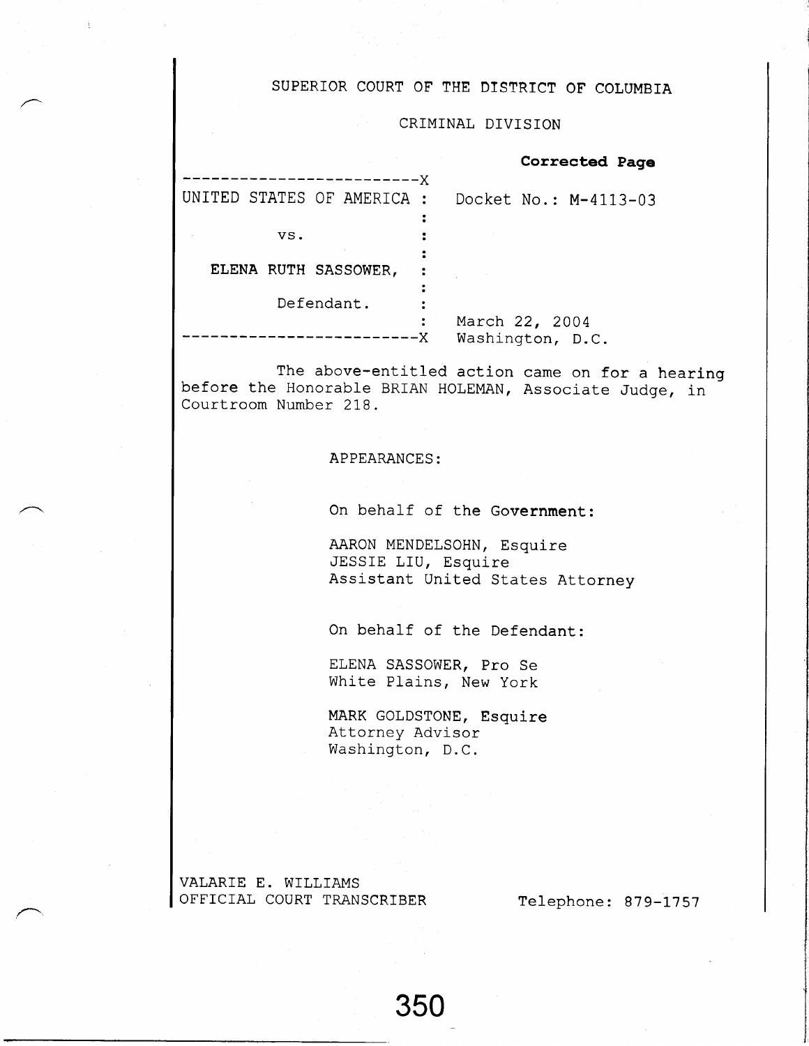SUPERIOR COURT OF THE DISTRICT OF COLUMBIA

CRIMINAL DIVISION

**Corrected Page**

| | |
|---|---|
| UNITED STATES OF AMERICA : | Docket No.: M-4113-03 |
| vs. : | |
| ELENA RUTH SASSOWER, : | |
| Defendant. : | March 22, 2004<br>Washington, D.C. |

The above-entitled action came on for a hearing before the Honorable BRIAN HOLEMAN, Associate Judge, in Courtroom Number 218.

APPEARANCES:

On behalf of the **Government**:

AARON MENDELSOHN, Esquire
JESSIE LIU, Esquire
Assistant United States Attorney

On behalf of the Defendant:

ELENA SASSOWER, Pro Se
White Plains, New York

MARK GOLDSTONE, **Esquire**
Attorney Advisor
Washington, D.C.

VALARIE E. WILLIAMS
OFFICIAL COURT TRANSCRIBER

Telephone: 879-1757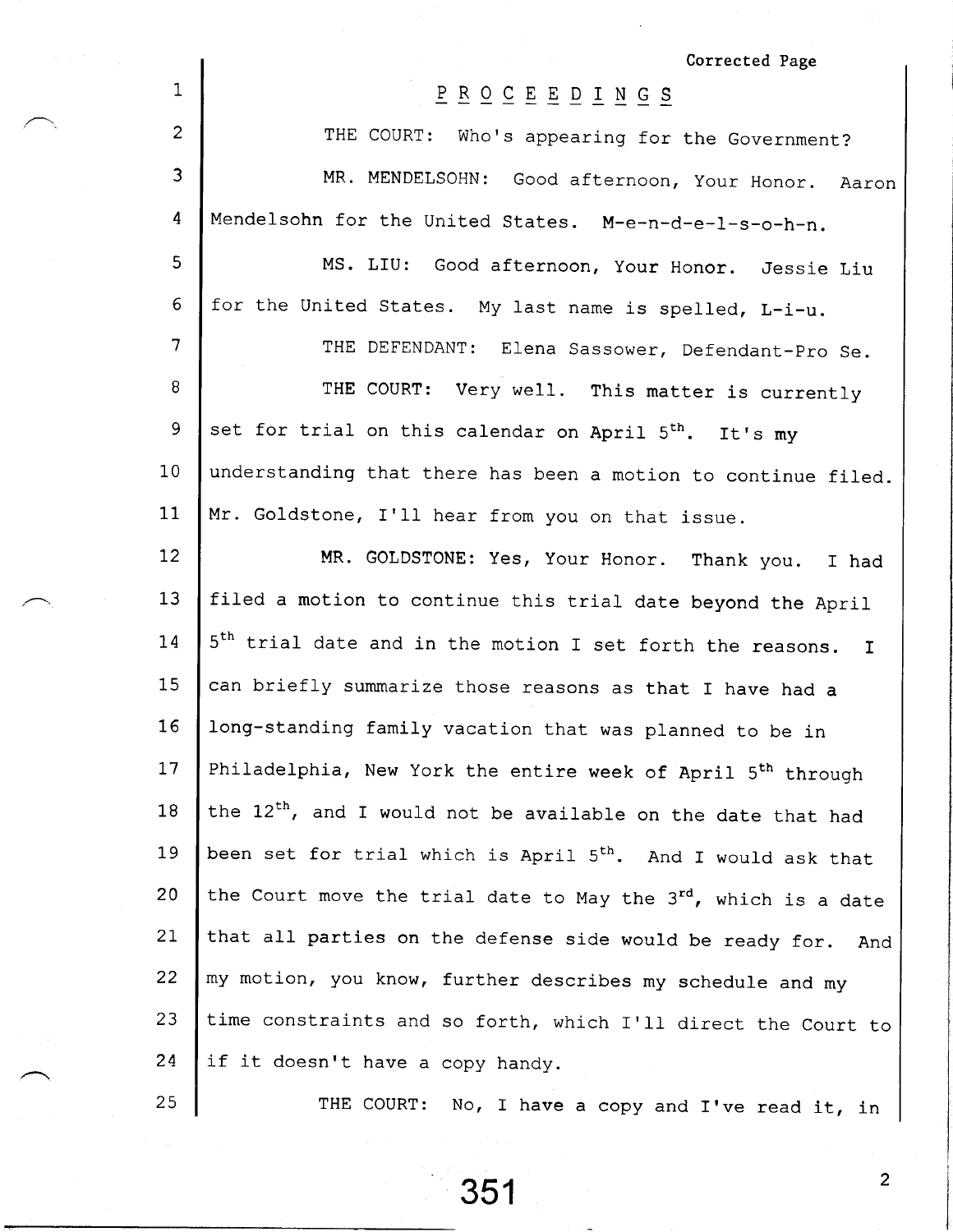Corrected Page

PROCEEDINGS

THE COURT: Who's appearing for the Government?

MR. MENDELSOHN: Good afternoon, Your Honor. Aaron Mendelsohn for the United States. M-e-n-d-e-l-s-o-h-n.

MS. LIU: Good afternoon, Your Honor. Jessie Liu for the United States. My last name is spelled, L-i-u.

THE DEFENDANT: Elena Sassower, Defendant-Pro Se.

THE COURT: Very well. This matter is currently set for trial on this calendar on April 5th. It's my understanding that there has been a motion to continue filed. Mr. Goldstone, I'll hear from you on that issue.

MR. GOLDSTONE: Yes, Your Honor. Thank you. I had filed a motion to continue this trial date beyond the April 5th trial date and in the motion I set forth the reasons. I can briefly summarize those reasons as that I have had a long-standing family vacation that was planned to be in Philadelphia, New York the entire week of April 5th through the 12th, and I would not be available on the date that had been set for trial which is April 5th. And I would ask that the Court move the trial date to May the 3rd, which is a date that all parties on the defense side would be ready for. And my motion, you know, further describes my schedule and my time constraints and so forth, which I'll direct the Court to if it doesn't have a copy handy.

THE COURT: No, I have a copy and I've read it, in

351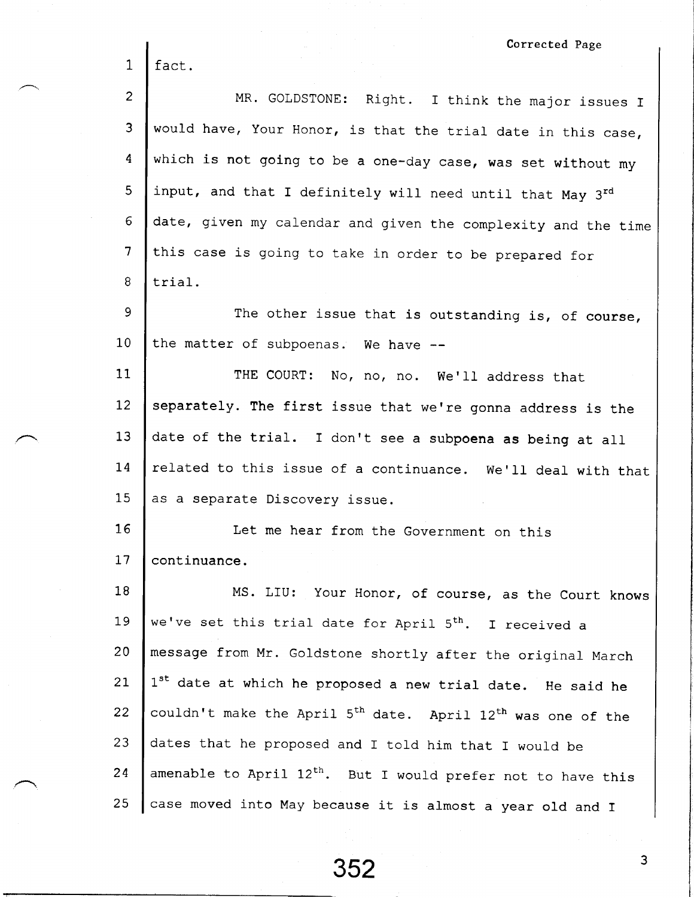Corrected Page

fact.

MR. GOLDSTONE: Right. I think the major issues I would have, Your Honor, is that the trial date in this case, which is not going to be a one-day case, was set without my input, and that I definitely will need until that May 3rd date, given my calendar and given the complexity and the time this case is going to take in order to be prepared for trial.

The other issue that is outstanding is, of course, the matter of subpoenas. We have --

THE COURT: No, no, no. We'll address that separately. The first issue that we're gonna address is the date of the trial. I don't see a subpoena as being at all related to this issue of a continuance. We'll deal with that as a separate Discovery issue.

Let me hear from the Government on this continuance.

MS. LIU: Your Honor, of course, as the Court knows we've set this trial date for April 5th. I received a message from Mr. Goldstone shortly after the original March 1st date at which he proposed a new trial date. He said he couldn't make the April 5th date. April 12th was one of the dates that he proposed and I told him that I would be amenable to April 12th. But I would prefer not to have this case moved into May because it is almost a year old and I

352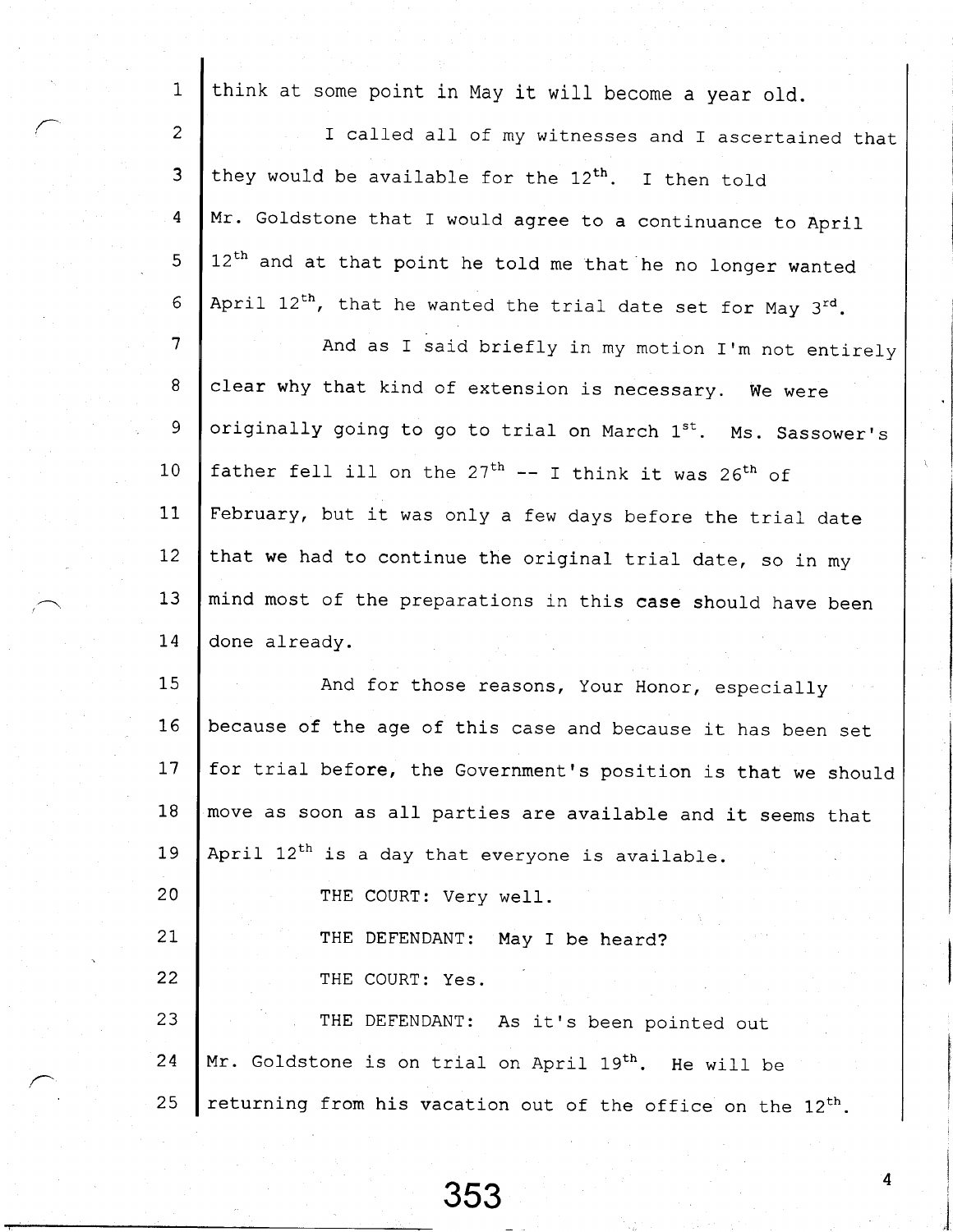think at some point in May it will become a year old.

I called all of my witnesses and I ascertained that they would be available for the 12th. I then told Mr. Goldstone that I would agree to a continuance to April 12th and at that point he told me that he no longer wanted April 12th, that he wanted the trial date set for May 3rd.

And as I said briefly in my motion I'm not entirely clear why that kind of extension is necessary. We were originally going to go to trial on March 1st. Ms. Sassower's father fell ill on the 27th -- I think it was 26th of February, but it was only a few days before the trial date that we had to continue the original trial date, so in my mind most of the preparations in this case should have been done already.

And for those reasons, Your Honor, especially because of the age of this case and because it has been set for trial before, the Government's position is that we should move as soon as all parties are available and it seems that April 12th is a day that everyone is available.

THE COURT: Very well.

THE DEFENDANT: May I be heard?

THE COURT: Yes.

THE DEFENDANT: As it's been pointed out Mr. Goldstone is on trial on April 19th. He will be returning from his vacation out of the office on the 12th.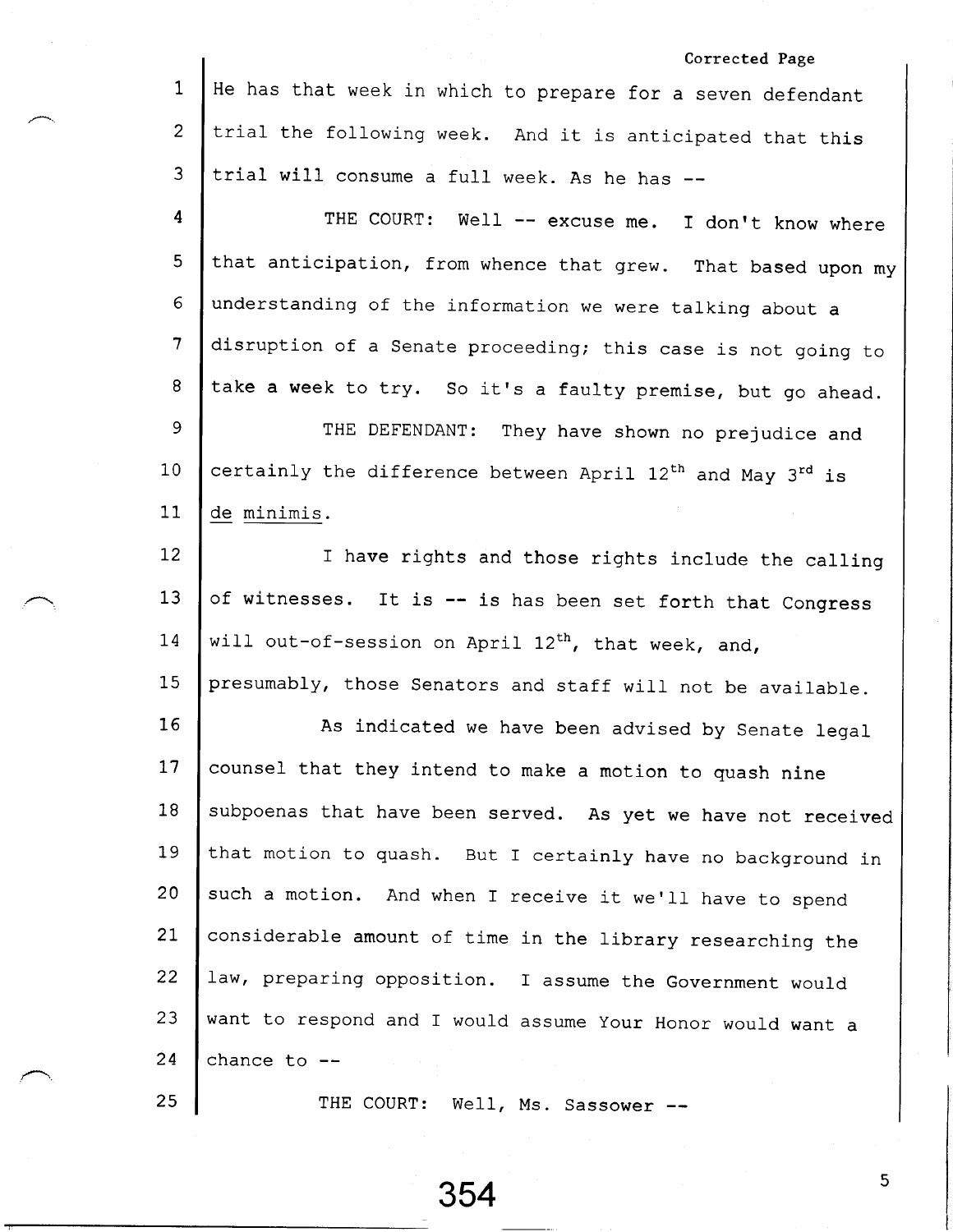Corrected Page

He has that week in which to prepare for a seven defendant trial the following week. And it is anticipated that this trial will consume a full week. As he has --

THE COURT: Well -- excuse me. I don't know where that anticipation, from whence that grew. That based upon my understanding of the information we were talking about a disruption of a Senate proceeding; this case is not going to take a week to try. So it's a faulty premise, but go ahead.

THE DEFENDANT: They have shown no prejudice and certainly the difference between April 12th and May 3rd is de minimis.

I have rights and those rights include the calling of witnesses. It is -- is has been set forth that Congress will out-of-session on April 12th, that week, and, presumably, those Senators and staff will not be available.

As indicated we have been advised by Senate legal counsel that they intend to make a motion to quash nine subpoenas that have been served. As yet we have not received that motion to quash. But I certainly have no background in such a motion. And when I receive it we'll have to spend considerable amount of time in the library researching the law, preparing opposition. I assume the Government would want to respond and I would assume Your Honor would want a chance to --

THE COURT: Well, Ms. Sassower --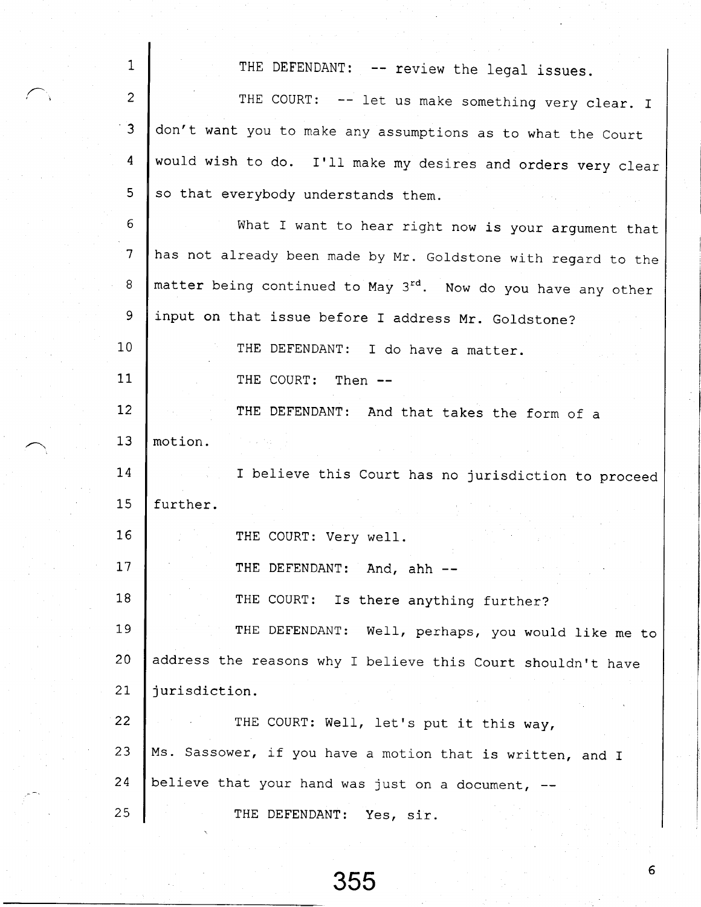THE DEFENDANT: -- review the legal issues.

THE COURT: -- let us make something very clear. I don't want you to make any assumptions as to what the Court would wish to do. I'll make my desires and orders very clear so that everybody understands them.

What I want to hear right now is your argument that has not already been made by Mr. Goldstone with regard to the matter being continued to May 3rd. Now do you have any other input on that issue before I address Mr. Goldstone?

THE DEFENDANT: I do have a matter.

THE COURT: Then --

THE DEFENDANT: And that takes the form of a motion.

I believe this Court has no jurisdiction to proceed further.

THE COURT: Very well.

THE DEFENDANT: And, ahh --

THE COURT: Is there anything further?

THE DEFENDANT: Well, perhaps, you would like me to address the reasons why I believe this Court shouldn't have jurisdiction.

THE COURT: Well, let's put it this way, Ms. Sassower, if you have a motion that is written, and I believe that your hand was just on a document, --

THE DEFENDANT: Yes, sir.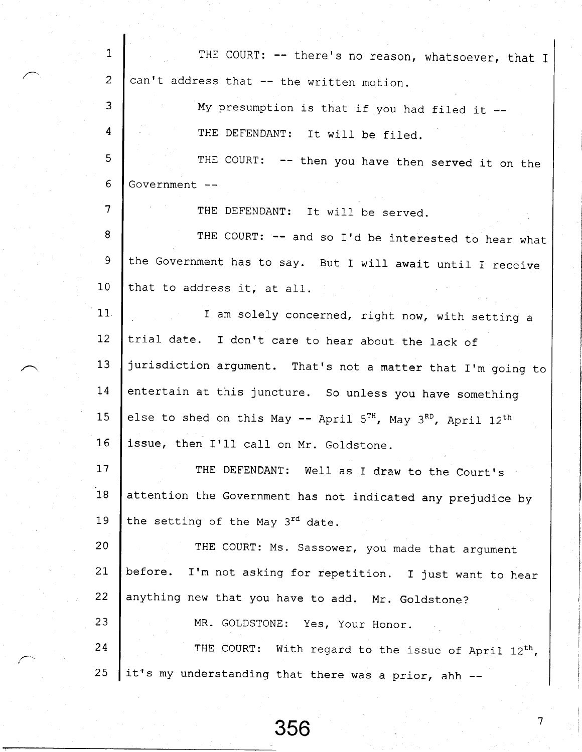THE COURT: -- there's no reason, whatsoever, that I can't address that -- the written motion.

My presumption is that if you had filed it --

THE DEFENDANT: It will be filed.

THE COURT: -- then you have then served it on the Government --

THE DEFENDANT: It will be served.

THE COURT: -- and so I'd be interested to hear what the Government has to say. But I will await until I receive that to address it, at all.

I am solely concerned, right now, with setting a trial date. I don't care to hear about the lack of jurisdiction argument. That's not a matter that I'm going to entertain at this juncture. So unless you have something else to shed on this May -- April 5TH, May 3RD, April 12th issue, then I'll call on Mr. Goldstone.

THE DEFENDANT: Well as I draw to the Court's attention the Government has not indicated any prejudice by the setting of the May 3rd date.

THE COURT: Ms. Sassower, you made that argument before. I'm not asking for repetition. I just want to hear anything new that you have to add. Mr. Goldstone?

MR. GOLDSTONE: Yes, Your Honor.

THE COURT: With regard to the issue of April 12th, it's my understanding that there was a prior, ahh --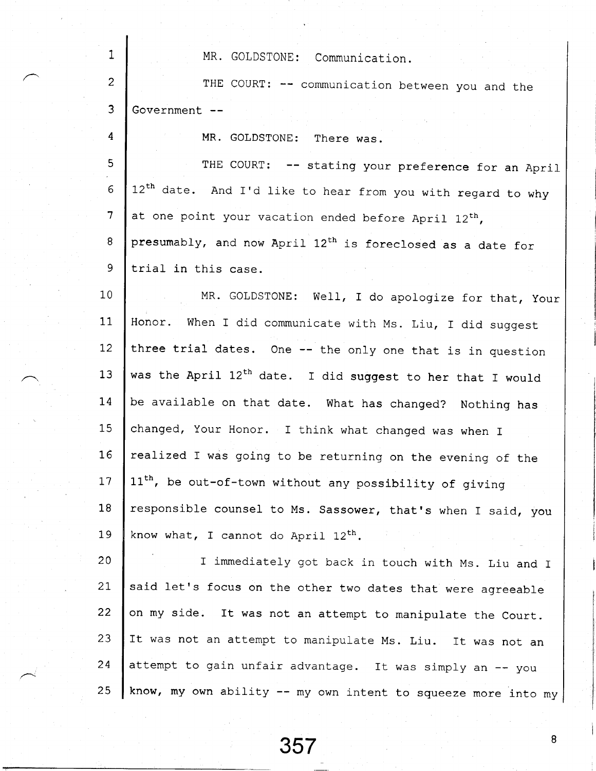MR. GOLDSTONE: Communication.

THE COURT: -- communication between you and the Government --

MR. GOLDSTONE: There was.

THE COURT: -- stating your preference for an April 12th date. And I'd like to hear from you with regard to why at one point your vacation ended before April 12th, presumably, and now April 12th is foreclosed as a date for trial in this case.

MR. GOLDSTONE: Well, I do apologize for that, Your Honor. When I did communicate with Ms. Liu, I did suggest three trial dates. One -- the only one that is in question was the April 12th date. I did suggest to her that I would be available on that date. What has changed? Nothing has changed, Your Honor. I think what changed was when I realized I was going to be returning on the evening of the 11th, be out-of-town without any possibility of giving responsible counsel to Ms. Sassower, that's when I said, you know what, I cannot do April 12th.

I immediately got back in touch with Ms. Liu and I said let's focus on the other two dates that were agreeable on my side. It was not an attempt to manipulate the Court. It was not an attempt to manipulate Ms. Liu. It was not an attempt to gain unfair advantage. It was simply an -- you know, my own ability -- my own intent to squeeze more into my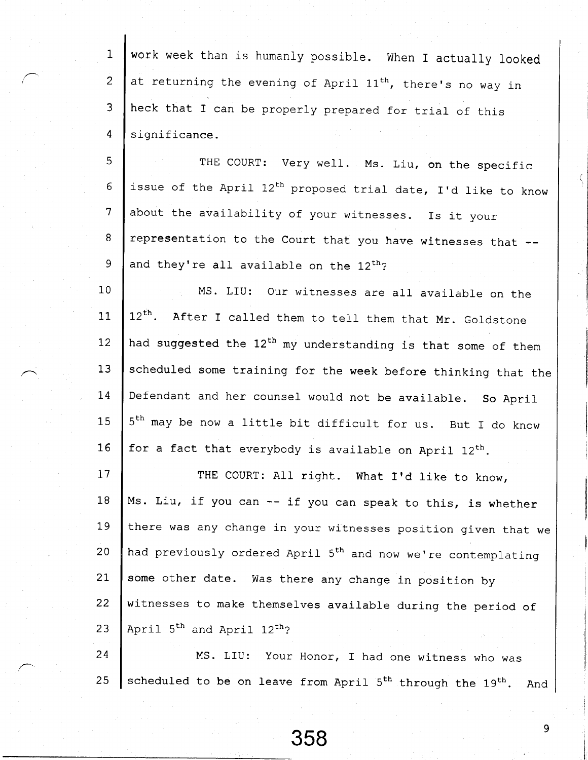work week than is humanly possible. When I actually looked at returning the evening of April 11th, there's no way in heck that I can be properly prepared for trial of this significance.

THE COURT: Very well. Ms. Liu, on the specific issue of the April 12th proposed trial date, I'd like to know about the availability of your witnesses. Is it your representation to the Court that you have witnesses that -- and they're all available on the 12th?

MS. LIU: Our witnesses are all available on the 12th. After I called them to tell them that Mr. Goldstone had suggested the 12th my understanding is that some of them scheduled some training for the week before thinking that the Defendant and her counsel would not be available. So April 5th may be now a little bit difficult for us. But I do know for a fact that everybody is available on April 12th.

THE COURT: All right. What I'd like to know, Ms. Liu, if you can -- if you can speak to this, is whether there was any change in your witnesses position given that we had previously ordered April 5th and now we're contemplating some other date. Was there any change in position by witnesses to make themselves available during the period of April 5th and April 12th?

MS. LIU: Your Honor, I had one witness who was scheduled to be on leave from April 5th through the 19th. And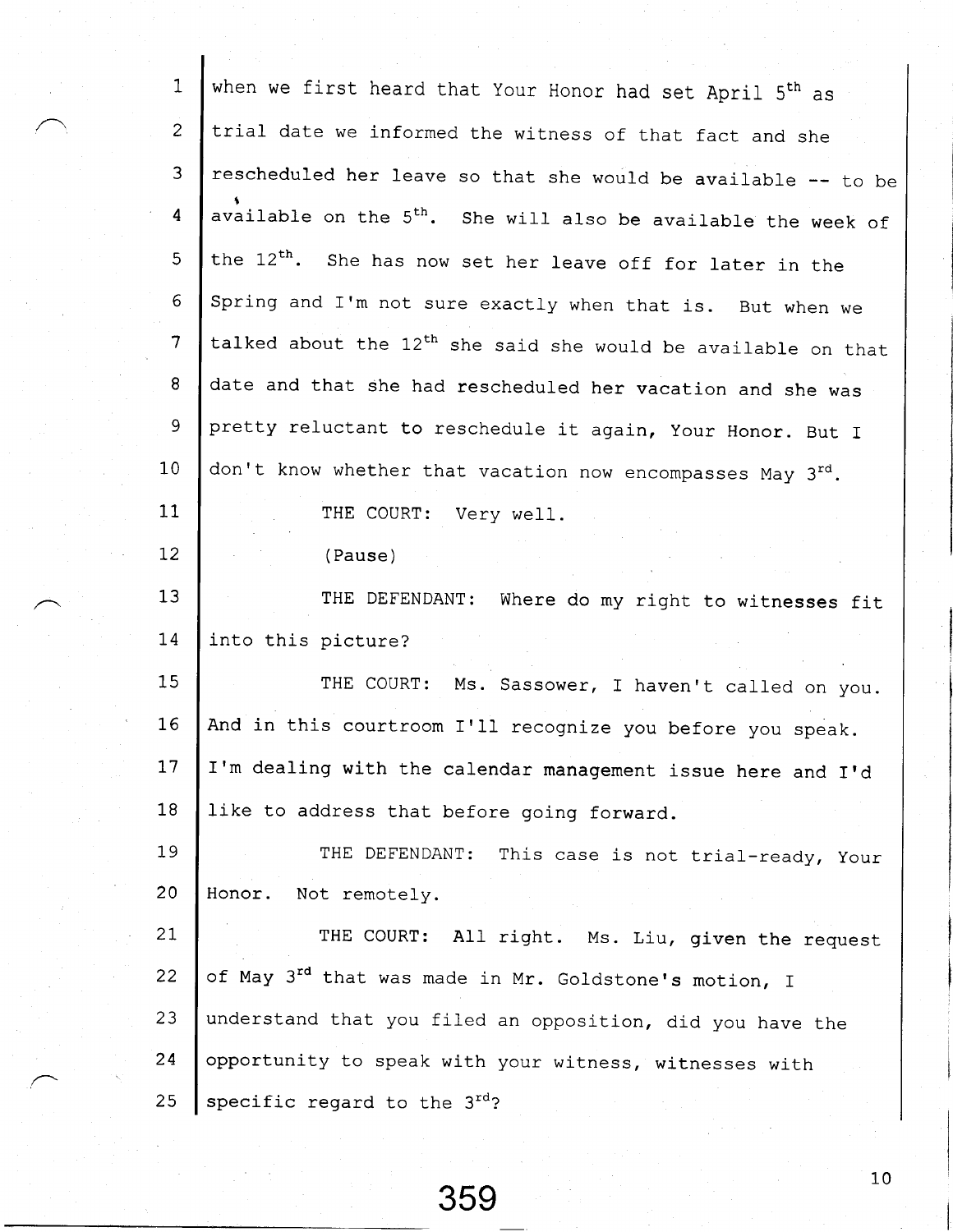1 when we first heard that Your Honor had set April 5th as

2 trial date we informed the witness of that fact and she

3 rescheduled her leave so that she would be available -- to be

4 available on the 5th. She will also be available the week of

5 the 12th. She has now set her leave off for later in the

6 Spring and I'm not sure exactly when that is. But when we

7 talked about the 12th she said she would be available on that

8 date and that she had rescheduled her vacation and she was

9 pretty reluctant to reschedule it again, Your Honor. But I

10 don't know whether that vacation now encompasses May 3rd.

11 THE COURT: Very well.

12 (Pause)

13 THE DEFENDANT: Where do my right to witnesses fit

14 into this picture?

15 THE COURT: Ms. Sassower, I haven't called on you.

16 And in this courtroom I'll recognize you before you speak.

17 I'm dealing with the calendar management issue here and I'd

18 like to address that before going forward.

19 THE DEFENDANT: This case is not trial-ready, Your

20 Honor. Not remotely.

21 THE COURT: All right. Ms. Liu, given the request

22 of May 3rd that was made in Mr. Goldstone's motion, I

23 understand that you filed an opposition, did you have the

24 opportunity to speak with your witness, witnesses with

25 specific regard to the 3rd?

359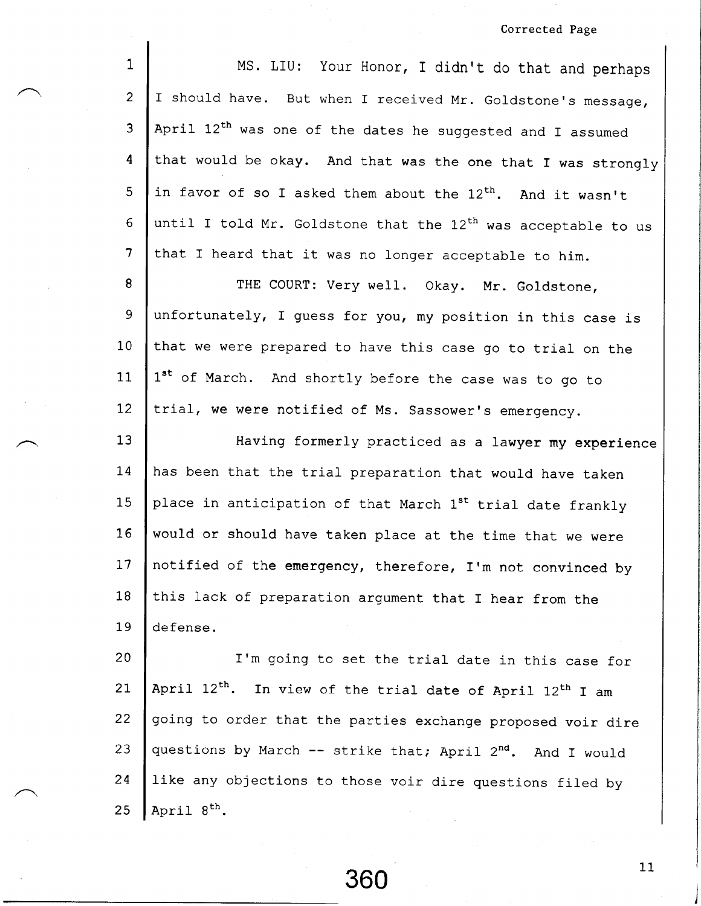Corrected Page

MS. LIU: Your Honor, I didn't do that and perhaps I should have. But when I received Mr. Goldstone's message, April 12th was one of the dates he suggested and I assumed that would be okay. And that was the one that I was strongly in favor of so I asked them about the 12th. And it wasn't until I told Mr. Goldstone that the 12th was acceptable to us that I heard that it was no longer acceptable to him.

THE COURT: Very well. Okay. Mr. Goldstone, unfortunately, I guess for you, my position in this case is that we were prepared to have this case go to trial on the 1st of March. And shortly before the case was to go to trial, we were notified of Ms. Sassower's emergency.

Having formerly practiced as a lawyer my experience has been that the trial preparation that would have taken place in anticipation of that March 1st trial date frankly would or should have taken place at the time that we were notified of the emergency, therefore, I'm not convinced by this lack of preparation argument that I hear from the defense.

I'm going to set the trial date in this case for April 12th. In view of the trial date of April 12th I am going to order that the parties exchange proposed voir dire questions by March -- strike that; April 2nd. And I would like any objections to those voir dire questions filed by April 8th.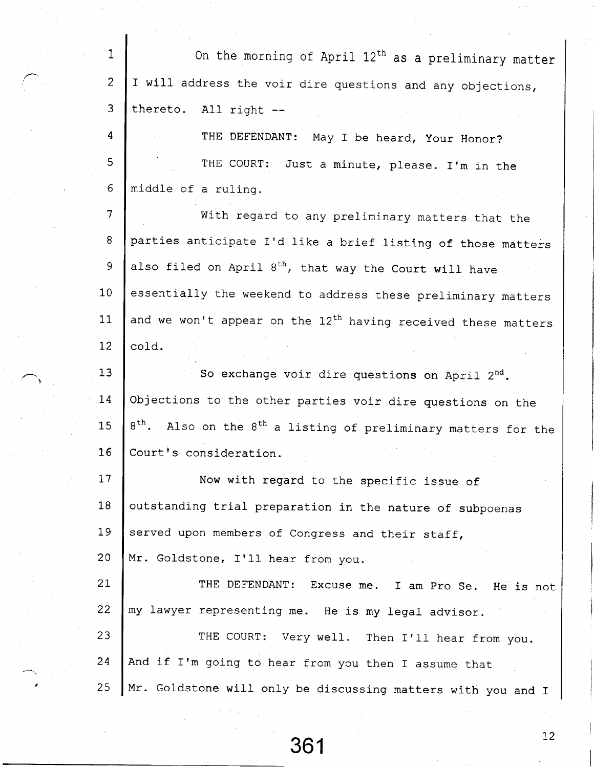1 On the morning of April 12th as a preliminary matter
2 I will address the voir dire questions and any objections,
3 thereto. All right --
4 THE DEFENDANT: May I be heard, Your Honor?
5 THE COURT: Just a minute, please. I'm in the
6 middle of a ruling.
7 With regard to any preliminary matters that the
8 parties anticipate I'd like a brief listing of those matters
9 also filed on April 8th, that way the Court will have
10 essentially the weekend to address these preliminary matters
11 and we won't appear on the 12th having received these matters
12 cold.
13 So exchange voir dire questions on April 2nd.
14 Objections to the other parties voir dire questions on the
15 8th. Also on the 8th a listing of preliminary matters for the
16 Court's consideration.
17 Now with regard to the specific issue of
18 outstanding trial preparation in the nature of subpoenas
19 served upon members of Congress and their staff,
20 Mr. Goldstone, I'll hear from you.
21 THE DEFENDANT: Excuse me. I am Pro Se. He is not
22 my lawyer representing me. He is my legal advisor.
23 THE COURT: Very well. Then I'll hear from you.
24 And if I'm going to hear from you then I assume that
25 Mr. Goldstone will only be discussing matters with you and I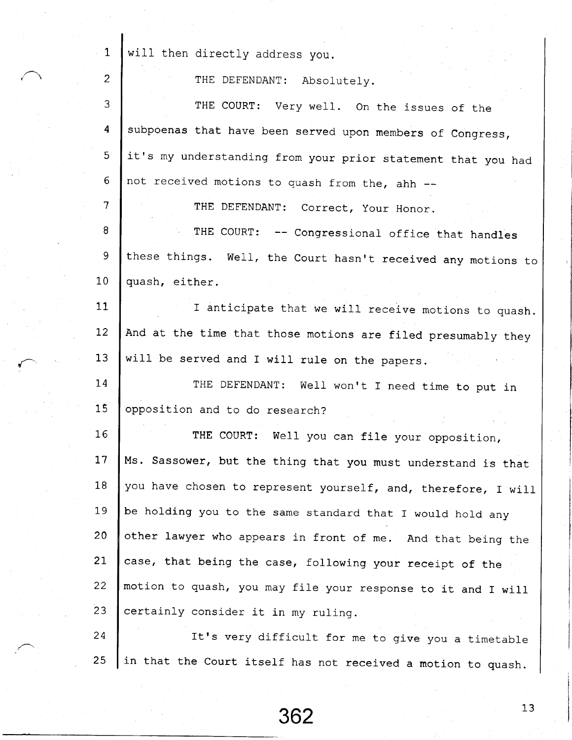will then directly address you.

THE DEFENDANT: Absolutely.

THE COURT: Very well. On the issues of the subpoenas that have been served upon members of Congress, it's my understanding from your prior statement that you had not received motions to quash from the, ahh --

THE DEFENDANT: Correct, Your Honor.

THE COURT: -- Congressional office that handles these things. Well, the Court hasn't received any motions to quash, either.

I anticipate that we will receive motions to quash. And at the time that those motions are filed presumably they will be served and I will rule on the papers.

THE DEFENDANT: Well won't I need time to put in opposition and to do research?

THE COURT: Well you can file your opposition, Ms. Sassower, but the thing that you must understand is that you have chosen to represent yourself, and, therefore, I will be holding you to the same standard that I would hold any other lawyer who appears in front of me. And that being the case, that being the case, following your receipt of the motion to quash, you may file your response to it and I will certainly consider it in my ruling.

It's very difficult for me to give you a timetable in that the Court itself has not received a motion to quash.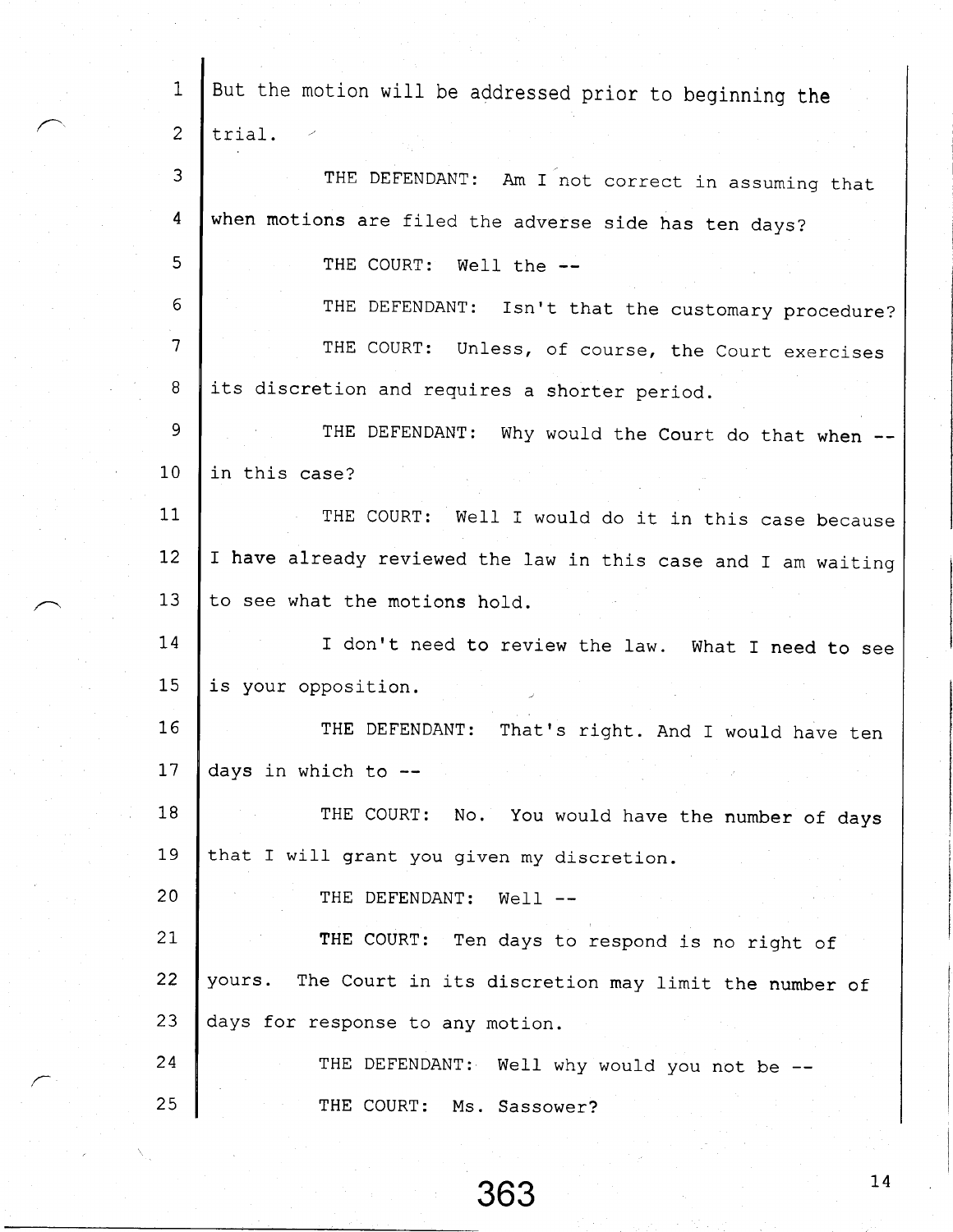1 But the motion will be addressed prior to beginning the

2 trial.

3 THE DEFENDANT: Am I not correct in assuming that

4 when motions are filed the adverse side has ten days?

5 THE COURT: Well the --

6 THE DEFENDANT: Isn't that the customary procedure?

7 THE COURT: Unless, of course, the Court exercises

8 its discretion and requires a shorter period.

9 THE DEFENDANT: Why would the Court do that when --

10 in this case?

11 THE COURT: Well I would do it in this case because

12 I have already reviewed the law in this case and I am waiting

13 to see what the motions hold.

14 I don't need to review the law. What I need to see

15 is your opposition.

16 THE DEFENDANT: That's right. And I would have ten

17 days in which to --

18 THE COURT: No. You would have the number of days

19 that I will grant you given my discretion.

20 THE DEFENDANT: Well --

21 THE COURT: Ten days to respond is no right of

22 yours. The Court in its discretion may limit the number of

23 days for response to any motion.

24 THE DEFENDANT: Well why would you not be --

25 THE COURT: Ms. Sassower?

363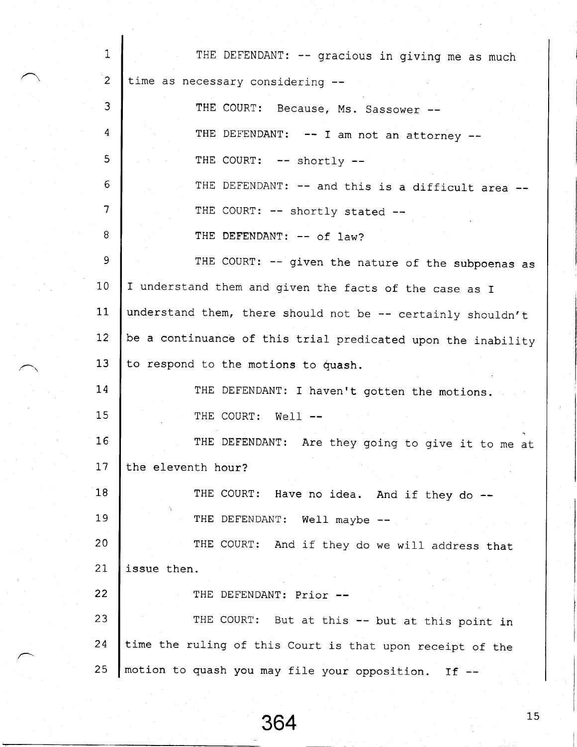1 THE DEFENDANT: -- gracious in giving me as much

2 time as necessary considering --

3 THE COURT: Because, Ms. Sassower --

4 THE DEFENDANT: -- I am not an attorney --

5 THE COURT: -- shortly --

6 THE DEFENDANT: -- and this is a difficult area --

7 THE COURT: -- shortly stated --

8 THE DEFENDANT: -- of law?

9 THE COURT: -- given the nature of the subpoenas as

10 I understand them and given the facts of the case as I

11 understand them, there should not be -- certainly shouldn't

12 be a continuance of this trial predicated upon the inability

13 to respond to the motions to quash.

14 THE DEFENDANT: I haven't gotten the motions.

15 THE COURT: Well --

16 THE DEFENDANT: Are they going to give it to me at

17 the eleventh hour?

18 THE COURT: Have no idea. And if they do --

19 THE DEFENDANT: Well maybe --

20 THE COURT: And if they do we will address that

21 issue then.

22 THE DEFENDANT: Prior --

23 THE COURT: But at this -- but at this point in

24 time the ruling of this Court is that upon receipt of the

25 motion to quash you may file your opposition. If --

364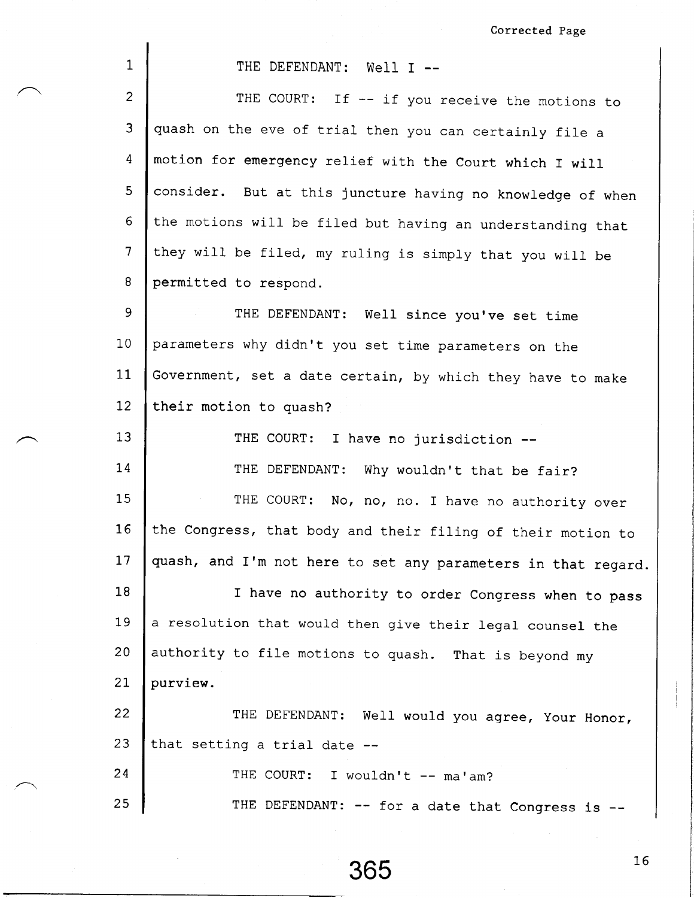Corrected Page

1 THE DEFENDANT: Well I --

2 THE COURT: If -- if you receive the motions to

3 quash on the eve of trial then you can certainly file a

4 motion for emergency relief with the Court which I will

5 consider. But at this juncture having no knowledge of when

6 the motions will be filed but having an understanding that

7 they will be filed, my ruling is simply that you will be

8 permitted to respond.

9 THE DEFENDANT: Well since you've set time

10 parameters why didn't you set time parameters on the

11 Government, set a date certain, by which they have to make

12 their motion to quash?

13 THE COURT: I have no jurisdiction --

14 THE DEFENDANT: Why wouldn't that be fair?

15 THE COURT: No, no, no. I have no authority over

16 the Congress, that body and their filing of their motion to

17 quash, and I'm not here to set any parameters in that regard.

18 I have no authority to order Congress when to pass

19 a resolution that would then give their legal counsel the

20 authority to file motions to quash. That is beyond my

21 purview.

22 THE DEFENDANT: Well would you agree, Your Honor,

23 that setting a trial date --

24 THE COURT: I wouldn't -- ma'am?

25 THE DEFENDANT: -- for a date that Congress is --

365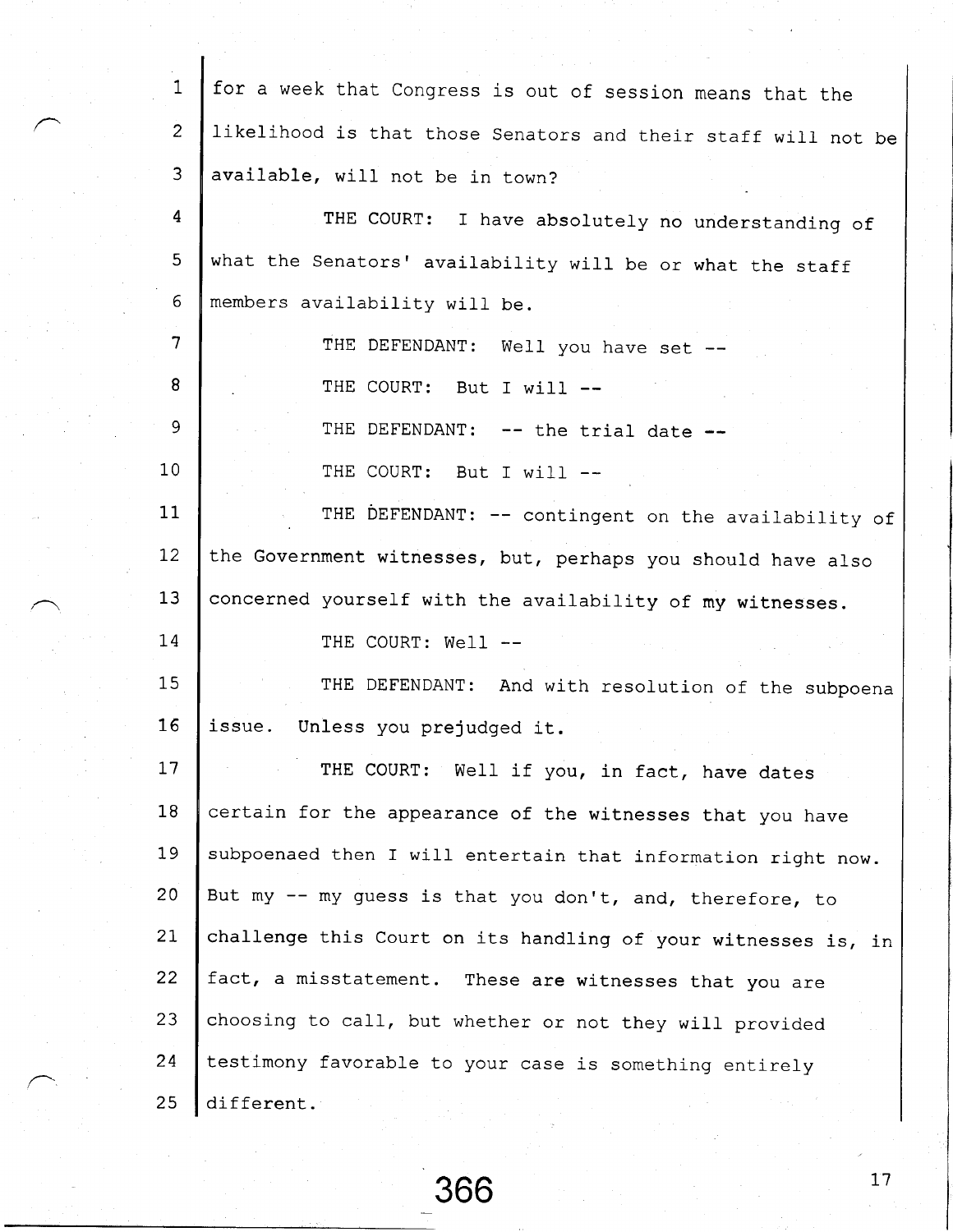for a week that Congress is out of session means that the likelihood is that those Senators and their staff will not be available, will not be in town?

THE COURT: I have absolutely no understanding of what the Senators' availability will be or what the staff members availability will be.

THE DEFENDANT: Well you have set --

THE COURT: But I will --

THE DEFENDANT: -- the trial date --

THE COURT: But I will --

THE DEFENDANT: -- contingent on the availability of the Government witnesses, but, perhaps you should have also concerned yourself with the availability of my witnesses.

THE COURT: Well --

THE DEFENDANT: And with resolution of the subpoena issue. Unless you prejudged it.

THE COURT: Well if you, in fact, have dates certain for the appearance of the witnesses that you have subpoenaed then I will entertain that information right now. But my -- my guess is that you don't, and, therefore, to challenge this Court on its handling of your witnesses is, in fact, a misstatement. These are witnesses that you are choosing to call, but whether or not they will provided testimony favorable to your case is something entirely different.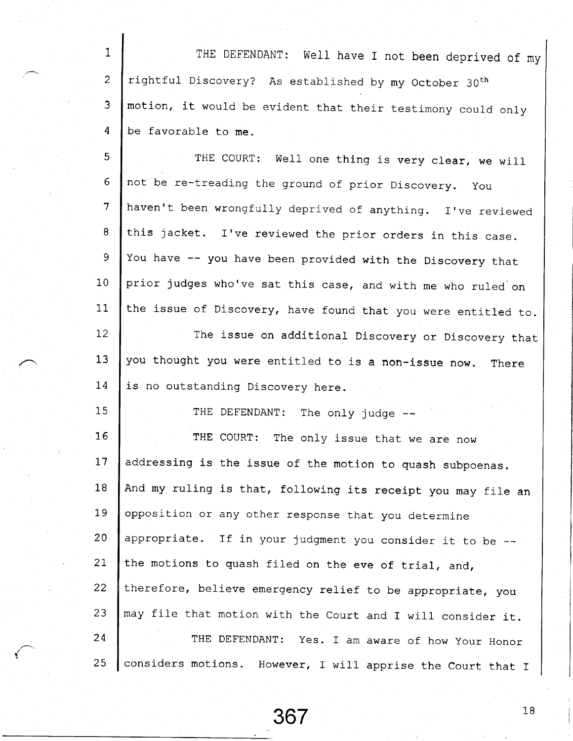THE DEFENDANT: Well have I not been deprived of my rightful Discovery? As established by my October 30th motion, it would be evident that their testimony could only be favorable to me.

THE COURT: Well one thing is very clear, we will not be re-treading the ground of prior Discovery. You haven't been wrongfully deprived of anything. I've reviewed this jacket. I've reviewed the prior orders in this case. You have -- you have been provided with the Discovery that prior judges who've sat this case, and with me who ruled on the issue of Discovery, have found that you were entitled to.

The issue on additional Discovery or Discovery that you thought you were entitled to is a non-issue now. There is no outstanding Discovery here.

THE DEFENDANT: The only judge --

THE COURT: The only issue that we are now addressing is the issue of the motion to quash subpoenas. And my ruling is that, following its receipt you may file an opposition or any other response that you determine appropriate. If in your judgment you consider it to be -- the motions to quash filed on the eve of trial, and, therefore, believe emergency relief to be appropriate, you may file that motion with the Court and I will consider it.

THE DEFENDANT: Yes. I am aware of how Your Honor considers motions. However, I will apprise the Court that I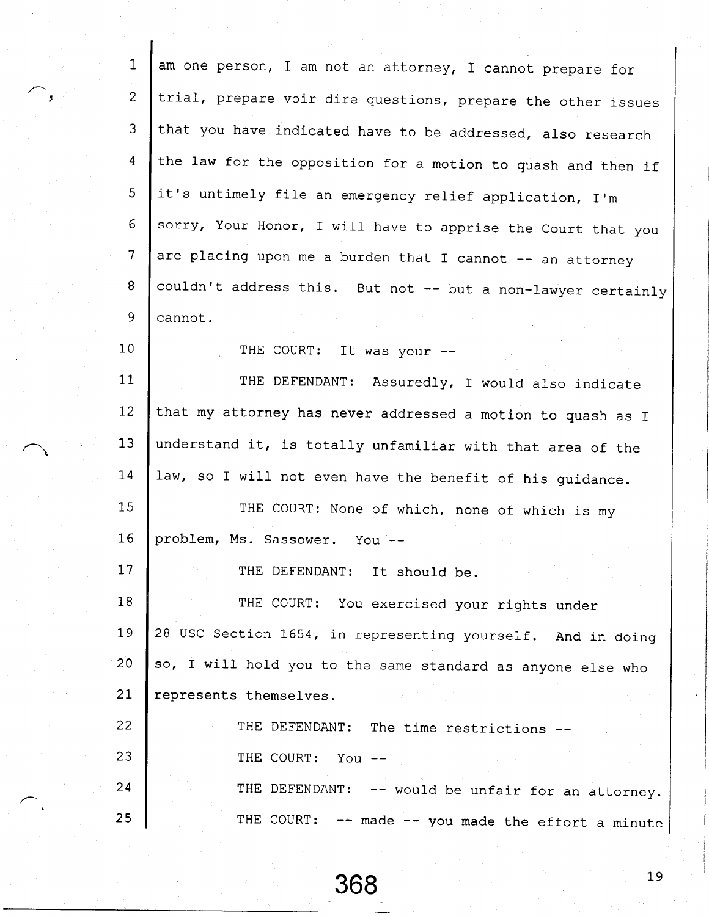am one person, I am not an attorney, I cannot prepare for trial, prepare voir dire questions, prepare the other issues that you have indicated have to be addressed, also research the law for the opposition for a motion to quash and then if it's untimely file an emergency relief application, I'm sorry, Your Honor, I will have to apprise the Court that you are placing upon me a burden that I cannot -- an attorney couldn't address this. But not -- but a non-lawyer certainly cannot.

THE COURT: It was your --

THE DEFENDANT: Assuredly, I would also indicate that my attorney has never addressed a motion to quash as I understand it, is totally unfamiliar with that area of the law, so I will not even have the benefit of his guidance.

THE COURT: None of which, none of which is my problem, Ms. Sassower. You --

THE DEFENDANT: It should be.

THE COURT: You exercised your rights under 28 USC Section 1654, in representing yourself. And in doing so, I will hold you to the same standard as anyone else who represents themselves.

THE DEFENDANT: The time restrictions --

THE COURT: You --

THE DEFENDANT: -- would be unfair for an attorney.

THE COURT: -- made -- you made the effort a minute

368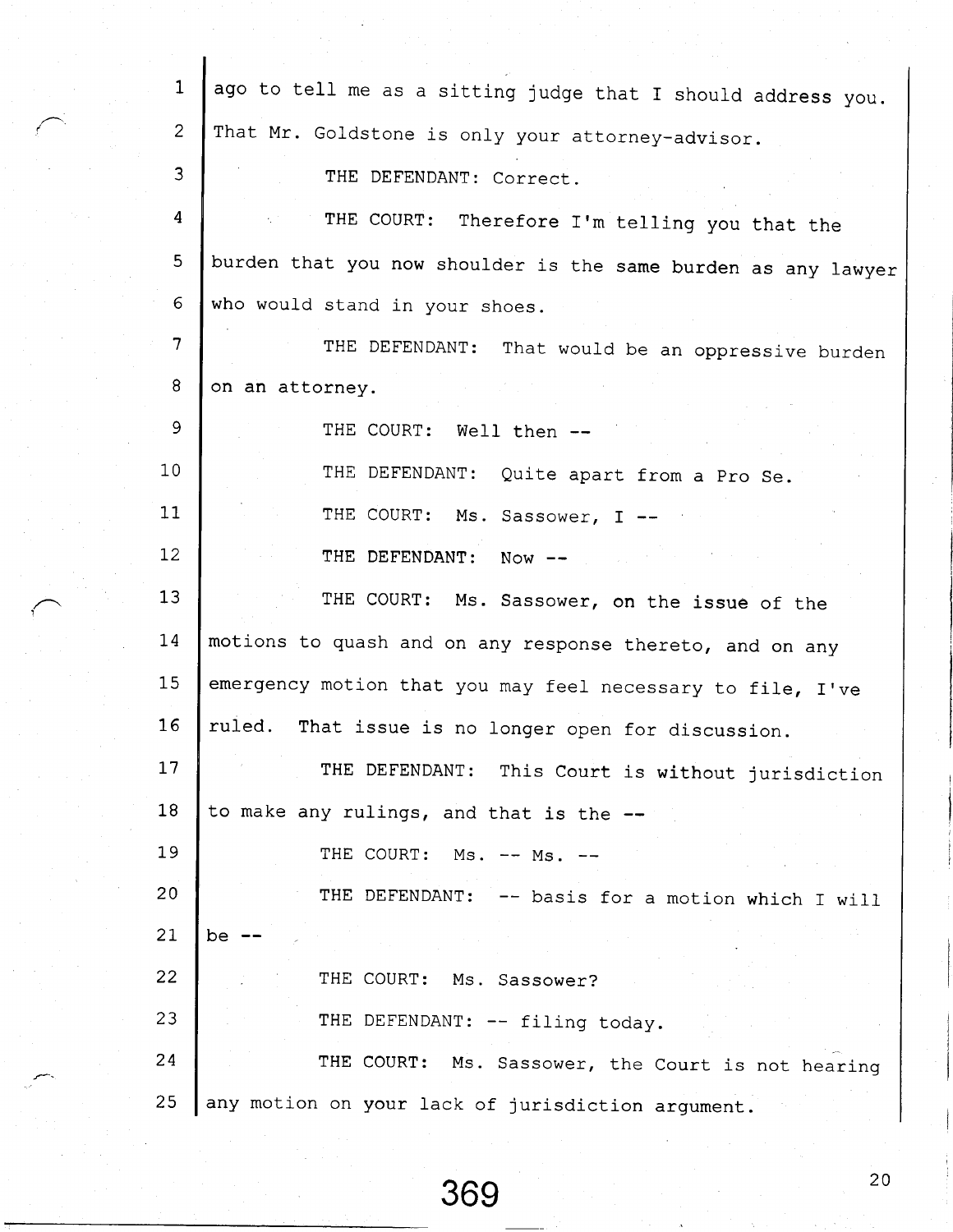ago to tell me as a sitting judge that I should address you. That Mr. Goldstone is only your attorney-advisor.

THE DEFENDANT: Correct.

THE COURT: Therefore I'm telling you that the burden that you now shoulder is the same burden as any lawyer who would stand in your shoes.

THE DEFENDANT: That would be an oppressive burden on an attorney.

THE COURT: Well then --

THE DEFENDANT: Quite apart from a Pro Se.

THE COURT: Ms. Sassower, I --

THE DEFENDANT: Now --

THE COURT: Ms. Sassower, on the issue of the motions to quash and on any response thereto, and on any emergency motion that you may feel necessary to file, I've ruled. That issue is no longer open for discussion.

THE DEFENDANT: This Court is without jurisdiction to make any rulings, and that is the --

THE COURT: Ms. -- Ms. --

THE DEFENDANT: -- basis for a motion which I will be --

THE COURT: Ms. Sassower?

THE DEFENDANT: -- filing today.

THE COURT: Ms. Sassower, the Court is not hearing any motion on your lack of jurisdiction argument.

369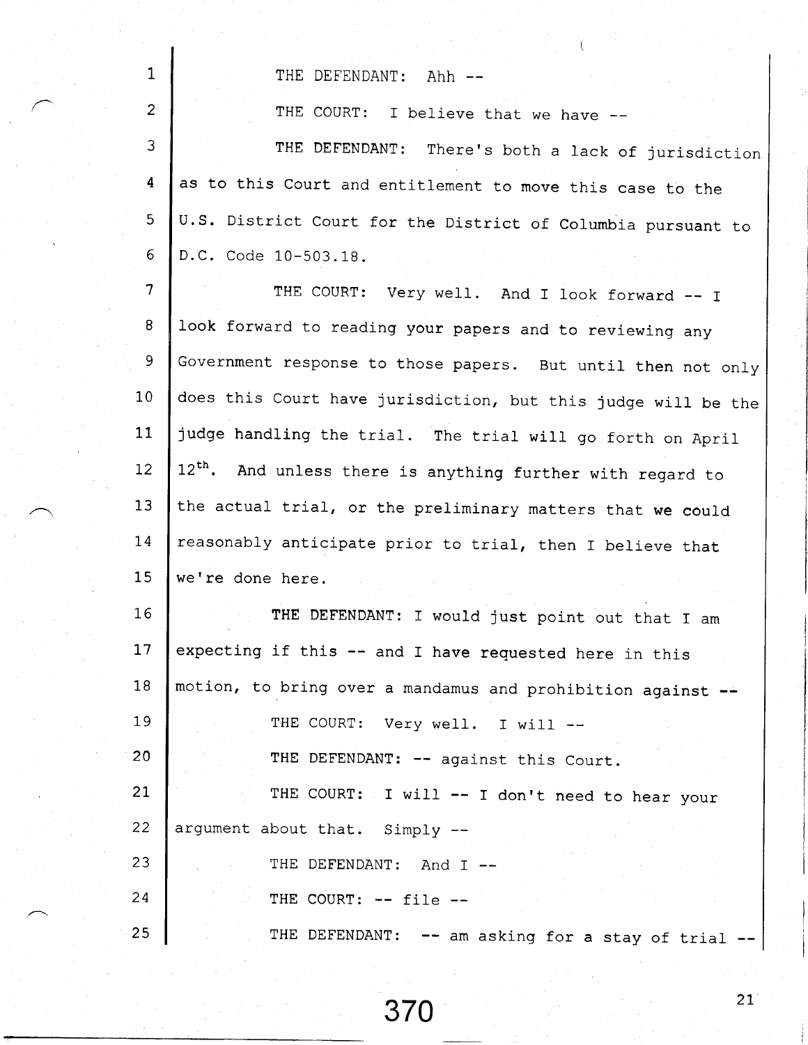THE DEFENDANT: Ahh --

THE COURT: I believe that we have --

THE DEFENDANT: There's both a lack of jurisdiction as to this Court and entitlement to move this case to the U.S. District Court for the District of Columbia pursuant to D.C. Code 10-503.18.

THE COURT: Very well. And I look forward -- I look forward to reading your papers and to reviewing any Government response to those papers. But until then not only does this Court have jurisdiction, but this judge will be the judge handling the trial. The trial will go forth on April 12th. And unless there is anything further with regard to the actual trial, or the preliminary matters that we could reasonably anticipate prior to trial, then I believe that we're done here.

THE DEFENDANT: I would just point out that I am expecting if this -- and I have requested here in this motion, to bring over a mandamus and prohibition against --

THE COURT: Very well. I will --

THE DEFENDANT: -- against this Court.

THE COURT: I will -- I don't need to hear your argument about that. Simply --

THE DEFENDANT: And I --

THE COURT: -- file --

THE DEFENDANT: -- am asking for a stay of trial --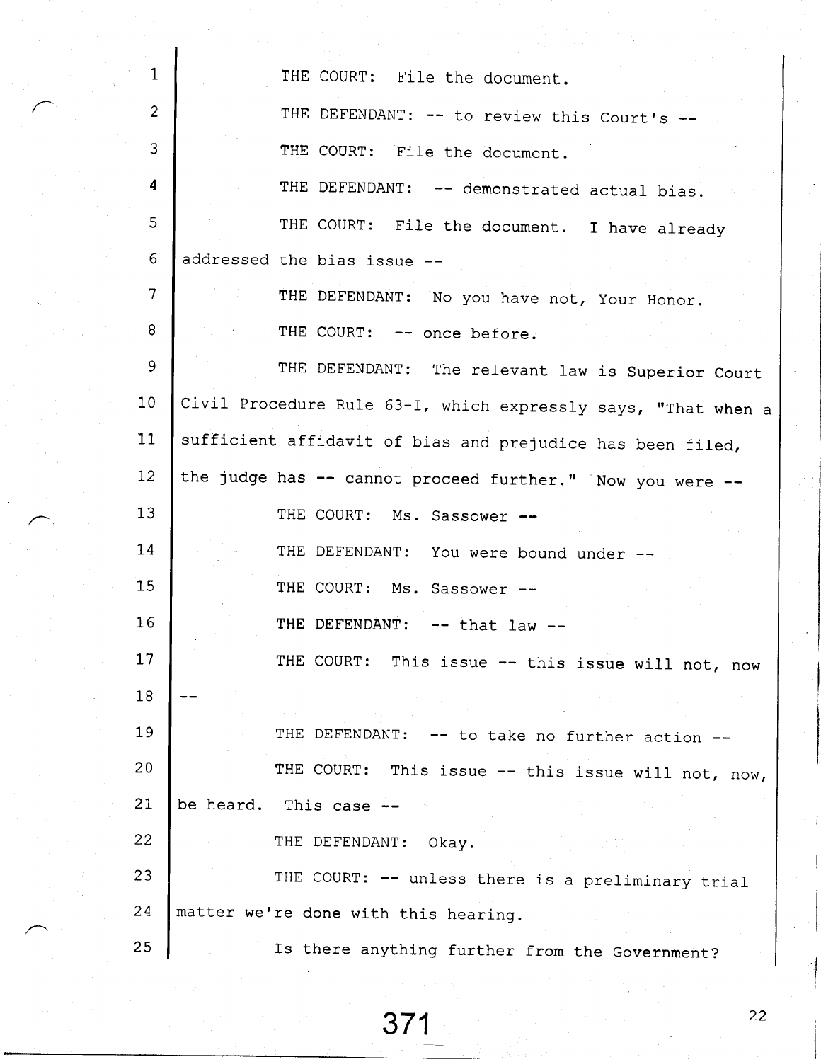THE COURT: File the document.

THE DEFENDANT: -- to review this Court's --

THE COURT: File the document.

THE DEFENDANT: -- demonstrated actual bias.

THE COURT: File the document. I have already addressed the bias issue --

THE DEFENDANT: No you have not, Your Honor.

THE COURT: -- once before.

THE DEFENDANT: The relevant law is Superior Court Civil Procedure Rule 63-I, which expressly says, "That when a sufficient affidavit of bias and prejudice has been filed, the judge has -- cannot proceed further." Now you were --

THE COURT: Ms. Sassower --

THE DEFENDANT: You were bound under --

THE COURT: Ms. Sassower --

THE DEFENDANT: -- that law --

THE COURT: This issue -- this issue will not, now --

THE DEFENDANT: -- to take no further action --

THE COURT: This issue -- this issue will not, now, be heard. This case --

THE DEFENDANT: Okay.

THE COURT: -- unless there is a preliminary trial matter we're done with this hearing.

Is there anything further from the Government?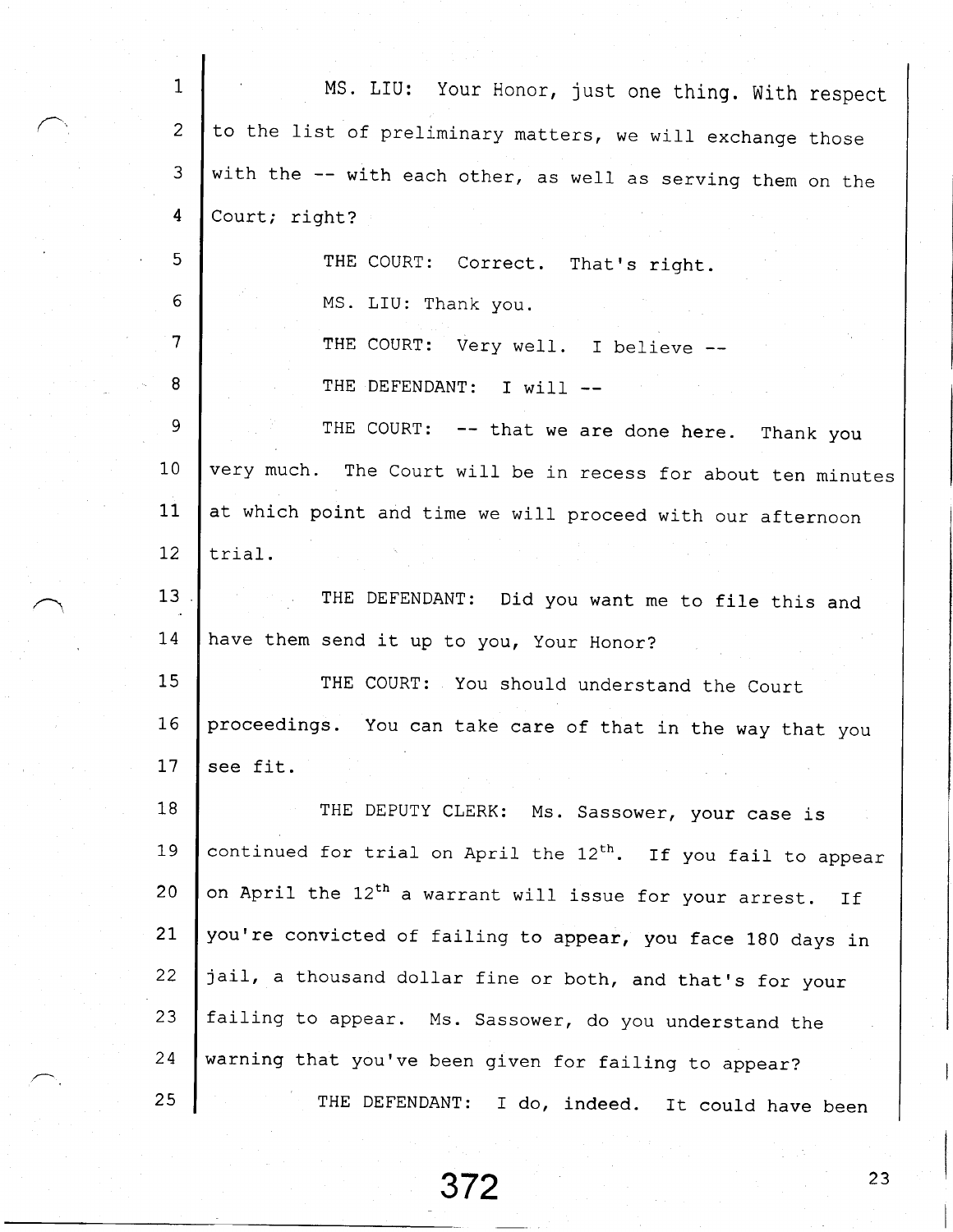MS. LIU: Your Honor, just one thing. With respect to the list of preliminary matters, we will exchange those with the -- with each other, as well as serving them on the Court; right?

THE COURT: Correct. That's right.

MS. LIU: Thank you.

THE COURT: Very well. I believe --

THE DEFENDANT: I will --

THE COURT: -- that we are done here. Thank you very much. The Court will be in recess for about ten minutes at which point and time we will proceed with our afternoon trial.

THE DEFENDANT: Did you want me to file this and have them send it up to you, Your Honor?

THE COURT: You should understand the Court proceedings. You can take care of that in the way that you see fit.

THE DEPUTY CLERK: Ms. Sassower, your case is continued for trial on April the 12th. If you fail to appear on April the 12th a warrant will issue for your arrest. If you're convicted of failing to appear, you face 180 days in jail, a thousand dollar fine or both, and that's for your failing to appear. Ms. Sassower, do you understand the warning that you've been given for failing to appear?

THE DEFENDANT: I do, indeed. It could have been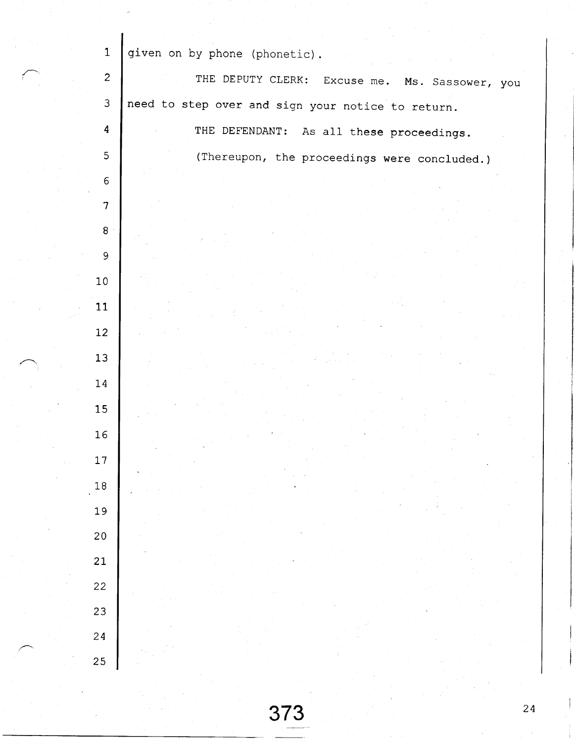given on by phone (phonetic).

THE DEPUTY CLERK: Excuse me. Ms. Sassower, you need to step over and sign your notice to return.

THE DEFENDANT: As all these proceedings.

(Thereupon, the proceedings were concluded.)

373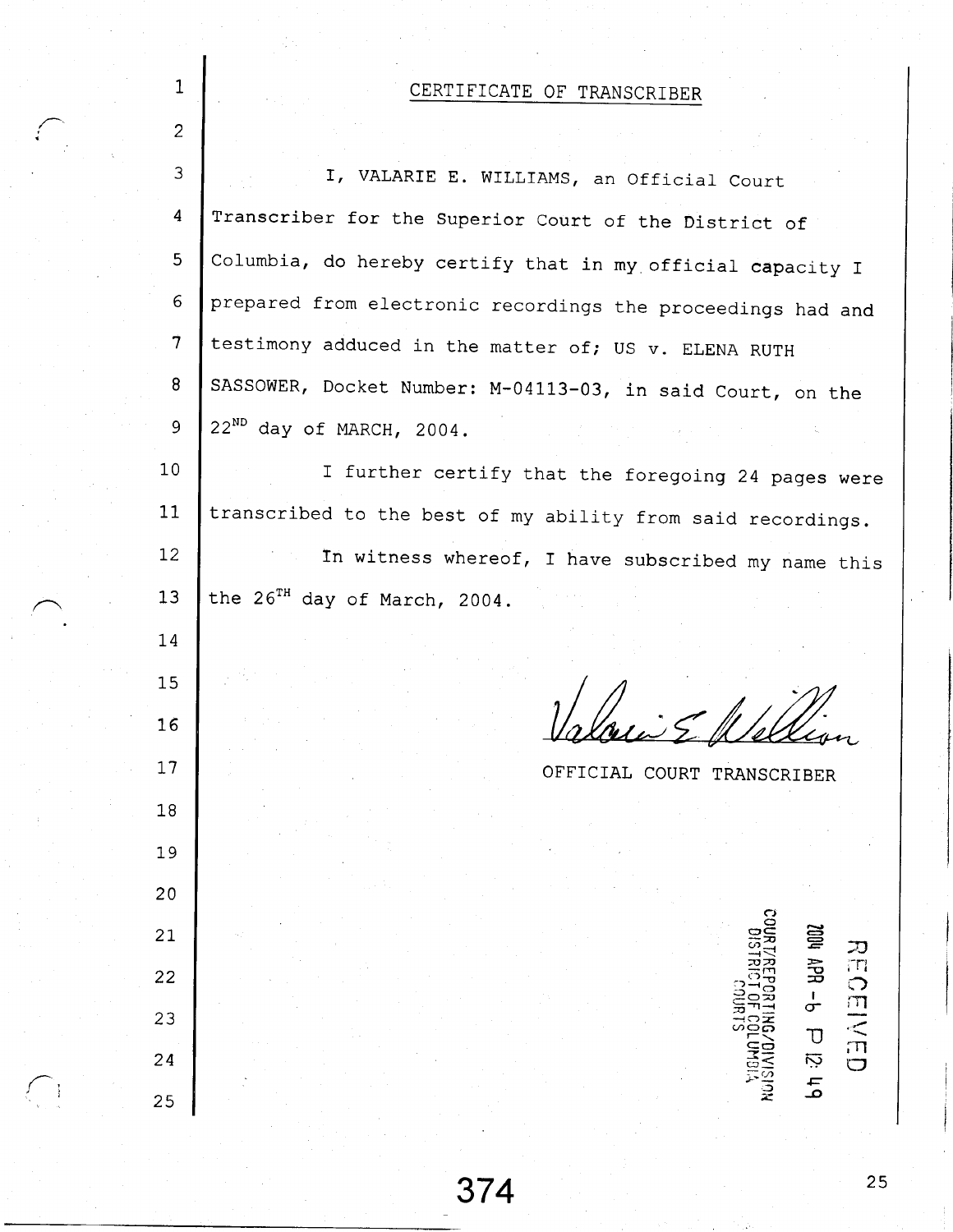# CERTIFICATE OF TRANSCRIBER

I, VALARIE E. WILLIAMS, an Official Court Transcriber for the Superior Court of the District of Columbia, do hereby certify that in my official capacity I prepared from electronic recordings the proceedings had and testimony adduced in the matter of; US v. ELENA RUTH SASSOWER, Docket Number: M-04113-03, in said Court, on the 22ND day of MARCH, 2004.

I further certify that the foregoing 24 pages were transcribed to the best of my ability from said recordings.

In witness whereof, I have subscribed my name this the 26TH day of March, 2004.

Valarie E. Williams

OFFICIAL COURT TRANSCRIBER

RECEIVED
2004 APR -6 P 12: 49
COURT REPORTING DIVISION
DISTRICT OF COLUMBIA
COURTS

374